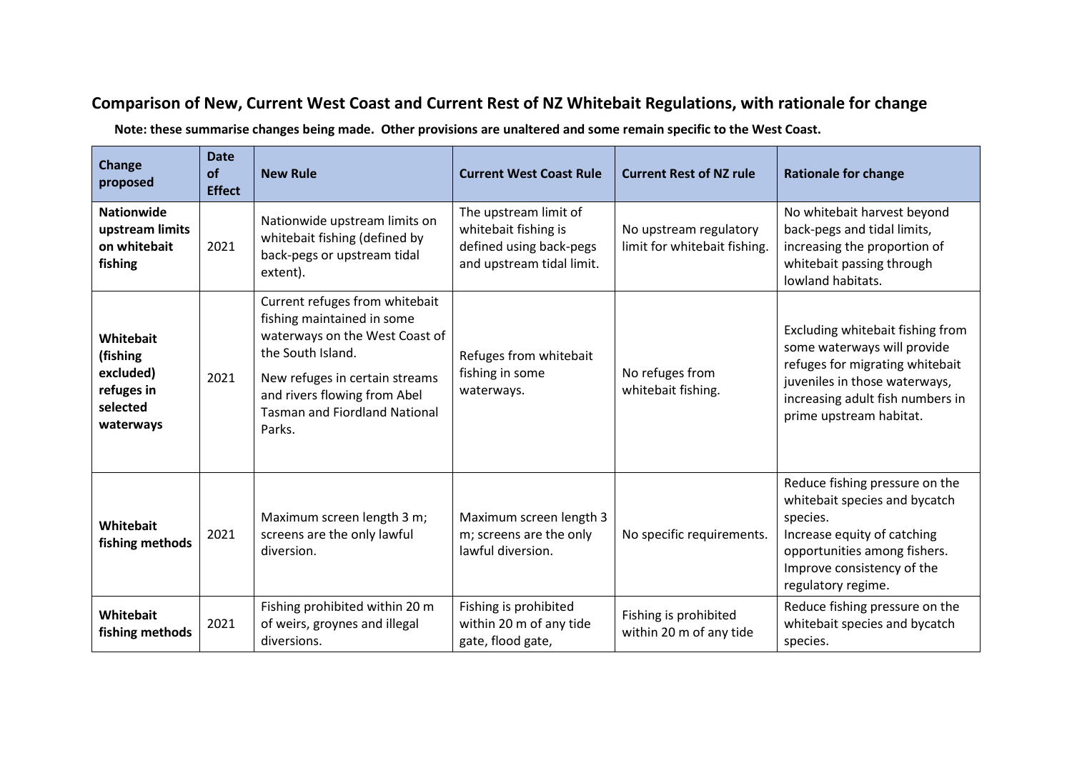## Comparison of New, Current West Coast and Current Rest of NZ Whitebait Regulations, with rationale for change

**Note: these summarise changes being made. Other provisions are unaltered and some remain specific to the West Coast.**

| Change proposed | Date of Effect | New Rule | Current West Coast Rule | Current Rest of NZ rule | Rationale for change |
|---|---|---|---|---|---|
| **Nationwide upstream limits on whitebait fishing** | 2021 | Nationwide upstream limits on whitebait fishing (defined by back-pegs or upstream tidal extent). | The upstream limit of whitebait fishing is defined using back-pegs and upstream tidal limit. | No upstream regulatory limit for whitebait fishing. | No whitebait harvest beyond back-pegs and tidal limits, increasing the proportion of whitebait passing through lowland habitats. |
| **Whitebait (fishing excluded) refuges in selected waterways** | 2021 | Current refuges from whitebait fishing maintained in some waterways on the West Coast of the South Island.<br><br>New refuges in certain streams and rivers flowing from Abel Tasman and Fiordland National Parks. | Refuges from whitebait fishing in some waterways. | No refuges from whitebait fishing. | Excluding whitebait fishing from some waterways will provide refuges for migrating whitebait juveniles in those waterways, increasing adult fish numbers in prime upstream habitat. |
| **Whitebait fishing methods** | 2021 | Maximum screen length 3 m; screens are the only lawful diversion. | Maximum screen length 3 m; screens are the only lawful diversion. | No specific requirements. | Reduce fishing pressure on the whitebait species and bycatch species.<br>Increase equity of catching opportunities among fishers.<br>Improve consistency of the regulatory regime. |
| **Whitebait fishing methods** | 2021 | Fishing prohibited within 20 m of weirs, groynes and illegal diversions. | Fishing is prohibited within 20 m of any tide gate, flood gate, | Fishing is prohibited within 20 m of any tide | Reduce fishing pressure on the whitebait species and bycatch species. |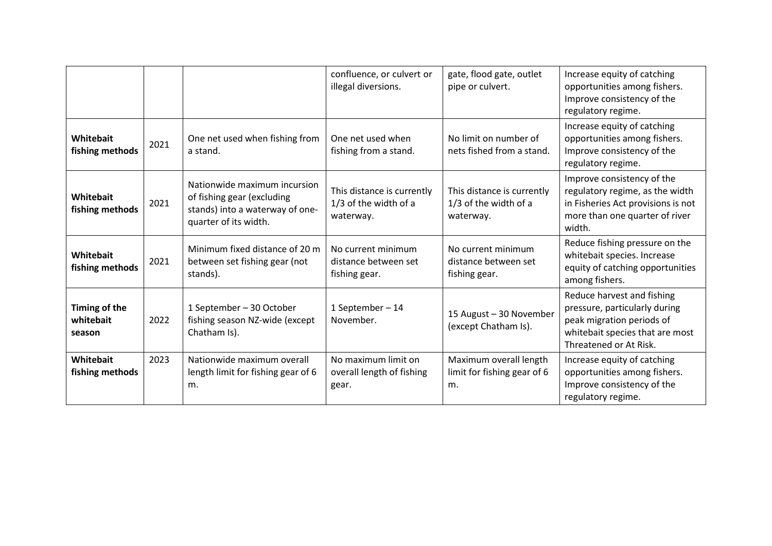| | | | | | |
|---|---|---|---|---|---|
| | | | confluence, or culvert or illegal diversions. | gate, flood gate, outlet pipe or culvert. | Increase equity of catching opportunities among fishers. Improve consistency of the regulatory regime. |
| **Whitebait fishing methods** | 2021 | One net used when fishing from a stand. | One net used when fishing from a stand. | No limit on number of nets fished from a stand. | Increase equity of catching opportunities among fishers. Improve consistency of the regulatory regime. |
| **Whitebait fishing methods** | 2021 | Nationwide maximum incursion of fishing gear (excluding stands) into a waterway of one-quarter of its width. | This distance is currently 1/3 of the width of a waterway. | This distance is currently 1/3 of the width of a waterway. | Improve consistency of the regulatory regime, as the width in Fisheries Act provisions is not more than one quarter of river width. |
| **Whitebait fishing methods** | 2021 | Minimum fixed distance of 20 m between set fishing gear (not stands). | No current minimum distance between set fishing gear. | No current minimum distance between set fishing gear. | Reduce fishing pressure on the whitebait species. Increase equity of catching opportunities among fishers. |
| **Timing of the whitebait season** | 2022 | 1 September – 30 October fishing season NZ-wide (except Chatham Is). | 1 September – 14 November. | 15 August – 30 November (except Chatham Is). | Reduce harvest and fishing pressure, particularly during peak migration periods of whitebait species that are most Threatened or At Risk. |
| **Whitebait fishing methods** | 2023 | Nationwide maximum overall length limit for fishing gear of 6 m. | No maximum limit on overall length of fishing gear. | Maximum overall length limit for fishing gear of 6 m. | Increase equity of catching opportunities among fishers. Improve consistency of the regulatory regime. |